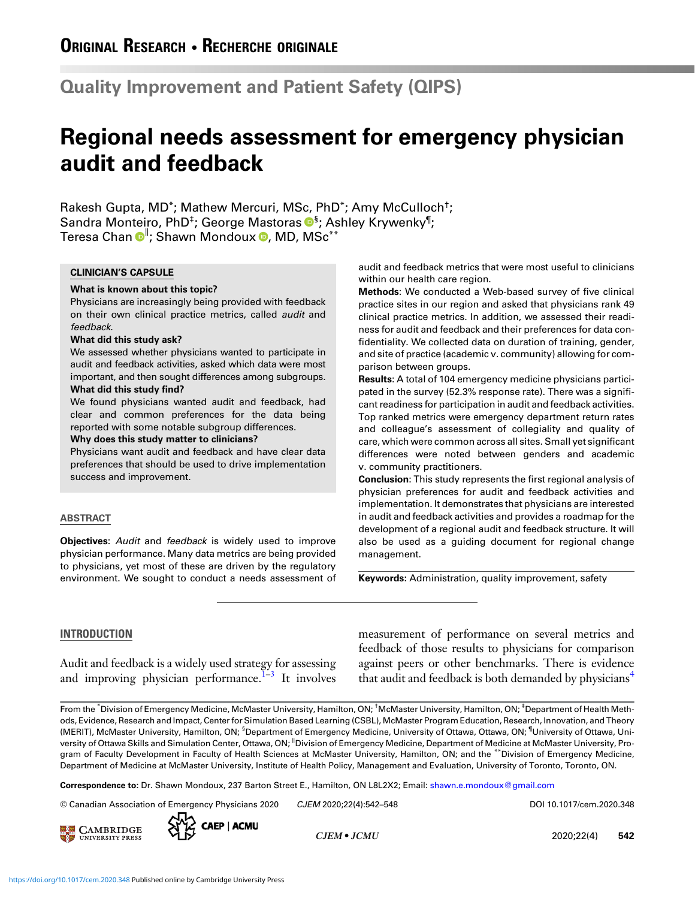# Original Research • Recherche originale

## Quality Improvement and Patient Safety (QIPS)

# Regional needs assessment for emergency physician audit and feedback

Rakesh Gupta, MD[*]; Mathew Mercuri, MSc, PhD[*]; Amy McCulloch[†]; Sandra Monteiro, PhD[‡]; George Mastoras[§]; Ashley Krywenky[¶]; Teresa Chan[‖]; Shawn Mondoux, MD, MSc[**]

### CLINICIAN'S CAPSULE

**What is known about this topic?**
Physicians are increasingly being provided with feedback on their own clinical practice metrics, called *audit* and *feedback*.

**What did this study ask?**
We assessed whether physicians wanted to participate in audit and feedback activities, asked which data were most important, and then sought differences among subgroups.

**What did this study find?**
We found physicians wanted audit and feedback, had clear and common preferences for the data being reported with some notable subgroup differences.

**Why does this study matter to clinicians?**
Physicians want audit and feedback and have clear data preferences that should be used to drive implementation success and improvement.

### ABSTRACT

**Objectives**: *Audit* and *feedback* is widely used to improve physician performance. Many data metrics are being provided to physicians, yet most of these are driven by the regulatory environment. We sought to conduct a needs assessment of audit and feedback metrics that were most useful to clinicians within our health care region.

**Methods**: We conducted a Web-based survey of five clinical practice sites in our region and asked that physicians rank 49 clinical practice metrics. In addition, we assessed their readiness for audit and feedback and their preferences for data confidentiality. We collected data on duration of training, gender, and site of practice (academic v. community) allowing for comparison between groups.

**Results**: A total of 104 emergency medicine physicians participated in the survey (52.3% response rate). There was a significant readiness for participation in audit and feedback activities. Top ranked metrics were emergency department return rates and colleague's assessment of collegiality and quality of care, which were common across all sites. Small yet significant differences were noted between genders and academic v. community practitioners.

**Conclusion**: This study represents the first regional analysis of physician preferences for audit and feedback activities and implementation. It demonstrates that physicians are interested in audit and feedback activities and provides a roadmap for the development of a regional audit and feedback structure. It will also be used as a guiding document for regional change management.

**Keywords:** Administration, quality improvement, safety

## INTRODUCTION

Audit and feedback is a widely used strategy for assessing and improving physician performance.[1–3] It involves measurement of performance on several metrics and feedback of those results to physicians for comparison against peers or other benchmarks. There is evidence that audit and feedback is both demanded by physicians[4]

From the [*]Division of Emergency Medicine, McMaster University, Hamilton, ON; [†]McMaster University, Hamilton, ON; [‡]Department of Health Methods, Evidence, Research and Impact, Center for Simulation Based Learning (CSBL), McMaster Program Education, Research, Innovation, and Theory (MERIT), McMaster University, Hamilton, ON; [§]Department of Emergency Medicine, University of Ottawa, Ottawa, ON; [¶]University of Ottawa, University of Ottawa Skills and Simulation Center, Ottawa, ON; [‖]Division of Emergency Medicine, Department of Medicine at McMaster University, Program of Faculty Development in Faculty of Health Sciences at McMaster University, Hamilton, ON; and the [**]Division of Emergency Medicine, Department of Medicine at McMaster University, Institute of Health Policy, Management and Evaluation, University of Toronto, Toronto, ON.

**Correspondence to:** Dr. Shawn Mondoux, 237 Barton Street E., Hamilton, ON L8L2X2; Email: shawn.e.mondoux@gmail.com

© Canadian Association of Emergency Physicians 2020 CJEM 2020;22(4):542–548 DOI 10.1017/cem.2020.348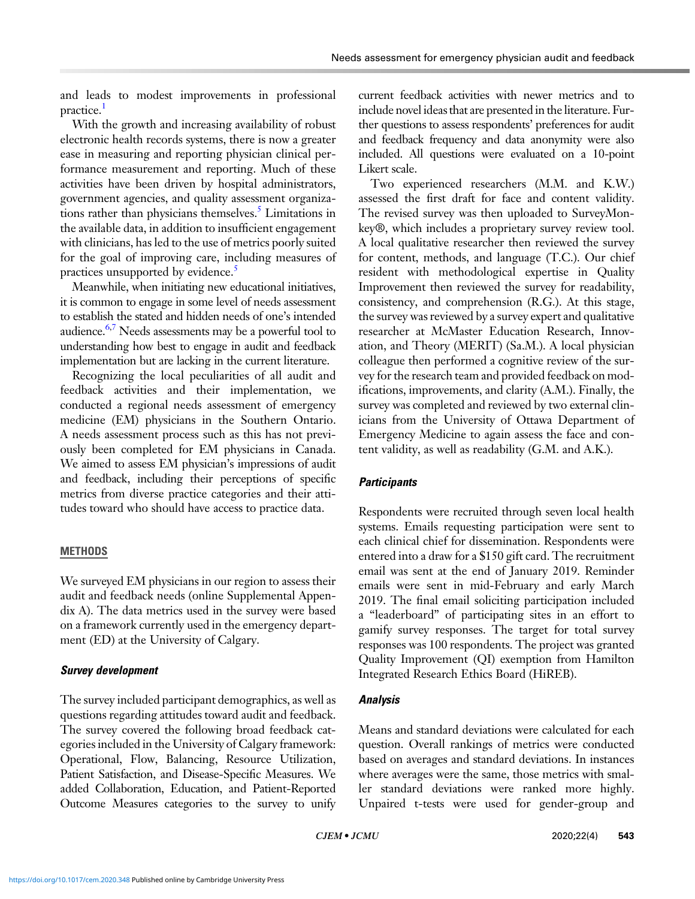and leads to modest improvements in professional practice.[1]

With the growth and increasing availability of robust electronic health records systems, there is now a greater ease in measuring and reporting physician clinical performance measurement and reporting. Much of these activities have been driven by hospital administrators, government agencies, and quality assessment organizations rather than physicians themselves.[5] Limitations in the available data, in addition to insufficient engagement with clinicians, has led to the use of metrics poorly suited for the goal of improving care, including measures of practices unsupported by evidence.[5]

Meanwhile, when initiating new educational initiatives, it is common to engage in some level of needs assessment to establish the stated and hidden needs of one's intended audience.[6,7] Needs assessments may be a powerful tool to understanding how best to engage in audit and feedback implementation but are lacking in the current literature.

Recognizing the local peculiarities of all audit and feedback activities and their implementation, we conducted a regional needs assessment of emergency medicine (EM) physicians in the Southern Ontario. A needs assessment process such as this has not previously been completed for EM physicians in Canada. We aimed to assess EM physician's impressions of audit and feedback, including their perceptions of specific metrics from diverse practice categories and their attitudes toward who should have access to practice data.

## METHODS

We surveyed EM physicians in our region to assess their audit and feedback needs (online Supplemental Appendix A). The data metrics used in the survey were based on a framework currently used in the emergency department (ED) at the University of Calgary.

### *Survey development*

The survey included participant demographics, as well as questions regarding attitudes toward audit and feedback. The survey covered the following broad feedback categories included in the University of Calgary framework: Operational, Flow, Balancing, Resource Utilization, Patient Satisfaction, and Disease-Specific Measures. We added Collaboration, Education, and Patient-Reported Outcome Measures categories to the survey to unify current feedback activities with newer metrics and to include novel ideas that are presented in the literature. Further questions to assess respondents' preferences for audit and feedback frequency and data anonymity were also included. All questions were evaluated on a 10-point Likert scale.

Two experienced researchers (M.M. and K.W.) assessed the first draft for face and content validity. The revised survey was then uploaded to SurveyMonkey®, which includes a proprietary survey review tool. A local qualitative researcher then reviewed the survey for content, methods, and language (T.C.). Our chief resident with methodological expertise in Quality Improvement then reviewed the survey for readability, consistency, and comprehension (R.G.). At this stage, the survey was reviewed by a survey expert and qualitative researcher at McMaster Education Research, Innovation, and Theory (MERIT) (Sa.M.). A local physician colleague then performed a cognitive review of the survey for the research team and provided feedback on modifications, improvements, and clarity (A.M.). Finally, the survey was completed and reviewed by two external clinicians from the University of Ottawa Department of Emergency Medicine to again assess the face and content validity, as well as readability (G.M. and A.K.).

### *Participants*

Respondents were recruited through seven local health systems. Emails requesting participation were sent to each clinical chief for dissemination. Respondents were entered into a draw for a $150 gift card. The recruitment email was sent at the end of January 2019. Reminder emails were sent in mid-February and early March 2019. The final email soliciting participation included a "leaderboard" of participating sites in an effort to gamify survey responses. The target for total survey responses was 100 respondents. The project was granted Quality Improvement (QI) exemption from Hamilton Integrated Research Ethics Board (HiREB).

### *Analysis*

Means and standard deviations were calculated for each question. Overall rankings of metrics were conducted based on averages and standard deviations. In instances where averages were the same, those metrics with smaller standard deviations were ranked more highly. Unpaired t-tests were used for gender-group and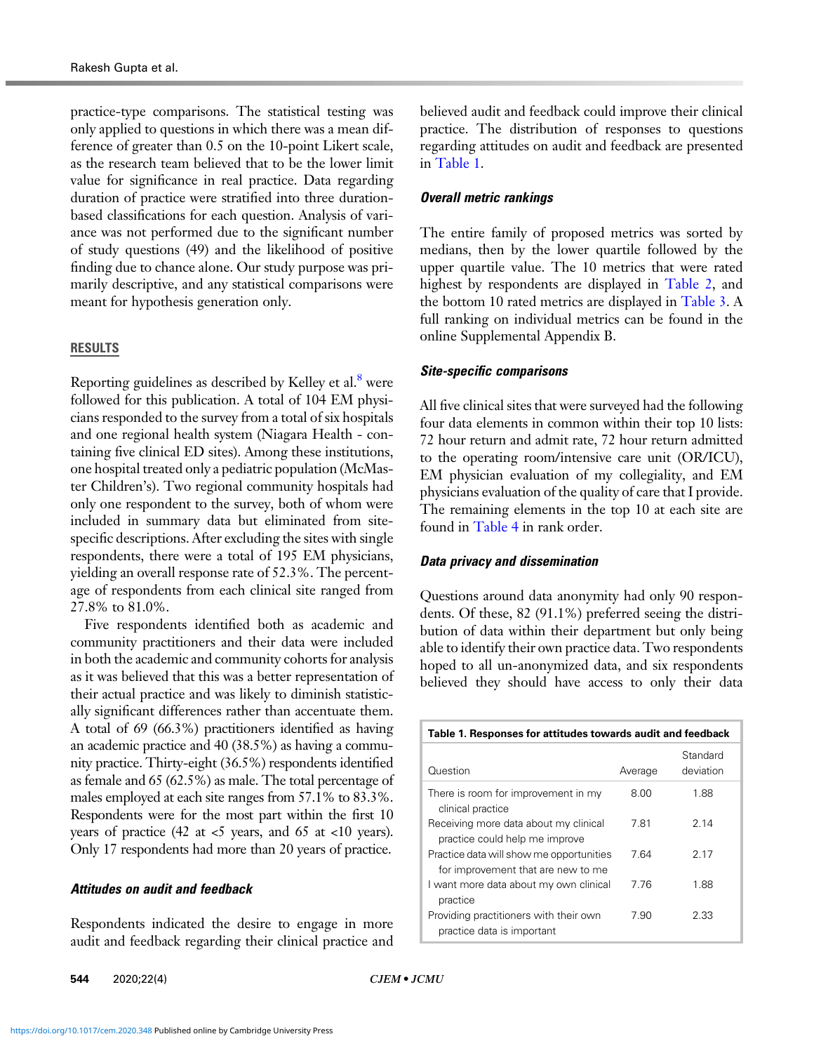practice-type comparisons. The statistical testing was only applied to questions in which there was a mean difference of greater than 0.5 on the 10-point Likert scale, as the research team believed that to be the lower limit value for significance in real practice. Data regarding duration of practice were stratified into three duration-based classifications for each question. Analysis of variance was not performed due to the significant number of study questions (49) and the likelihood of positive finding due to chance alone. Our study purpose was primarily descriptive, and any statistical comparisons were meant for hypothesis generation only.

## RESULTS

Reporting guidelines as described by Kelley et al.[8] were followed for this publication. A total of 104 EM physicians responded to the survey from a total of six hospitals and one regional health system (Niagara Health - containing five clinical ED sites). Among these institutions, one hospital treated only a pediatric population (McMaster Children's). Two regional community hospitals had only one respondent to the survey, both of whom were included in summary data but eliminated from site-specific descriptions. After excluding the sites with single respondents, there were a total of 195 EM physicians, yielding an overall response rate of 52.3%. The percentage of respondents from each clinical site ranged from 27.8% to 81.0%.

Five respondents identified both as academic and community practitioners and their data were included in both the academic and community cohorts for analysis as it was believed that this was a better representation of their actual practice and was likely to diminish statistically significant differences rather than accentuate them. A total of 69 (66.3%) practitioners identified as having an academic practice and 40 (38.5%) as having a community practice. Thirty-eight (36.5%) respondents identified as female and 65 (62.5%) as male. The total percentage of males employed at each site ranges from 57.1% to 83.3%. Respondents were for the most part within the first 10 years of practice (42 at <5 years, and 65 at <10 years). Only 17 respondents had more than 20 years of practice.

### *Attitudes on audit and feedback*

Respondents indicated the desire to engage in more audit and feedback regarding their clinical practice and believed audit and feedback could improve their clinical practice. The distribution of responses to questions regarding attitudes on audit and feedback are presented in Table 1.

### *Overall metric rankings*

The entire family of proposed metrics was sorted by medians, then by the lower quartile followed by the upper quartile value. The 10 metrics that were rated highest by respondents are displayed in Table 2, and the bottom 10 rated metrics are displayed in Table 3. A full ranking on individual metrics can be found in the online Supplemental Appendix B.

### *Site-specific comparisons*

All five clinical sites that were surveyed had the following four data elements in common within their top 10 lists: 72 hour return and admit rate, 72 hour return admitted to the operating room/intensive care unit (OR/ICU), EM physician evaluation of my collegiality, and EM physicians evaluation of the quality of care that I provide. The remaining elements in the top 10 at each site are found in Table 4 in rank order.

### *Data privacy and dissemination*

Questions around data anonymity had only 90 respondents. Of these, 82 (91.1%) preferred seeing the distribution of data within their department but only being able to identify their own practice data. Two respondents hoped to all un-anonymized data, and six respondents believed they should have access to only their data

**Table 1. Responses for attitudes towards audit and feedback**

| Question | Average | Standard deviation |
|---|---|---|
| There is room for improvement in my clinical practice | 8.00 | 1.88 |
| Receiving more data about my clinical practice could help me improve | 7.81 | 2.14 |
| Practice data will show me opportunities for improvement that are new to me | 7.64 | 2.17 |
| I want more data about my own clinical practice | 7.76 | 1.88 |
| Providing practitioners with their own practice data is important | 7.90 | 2.33 |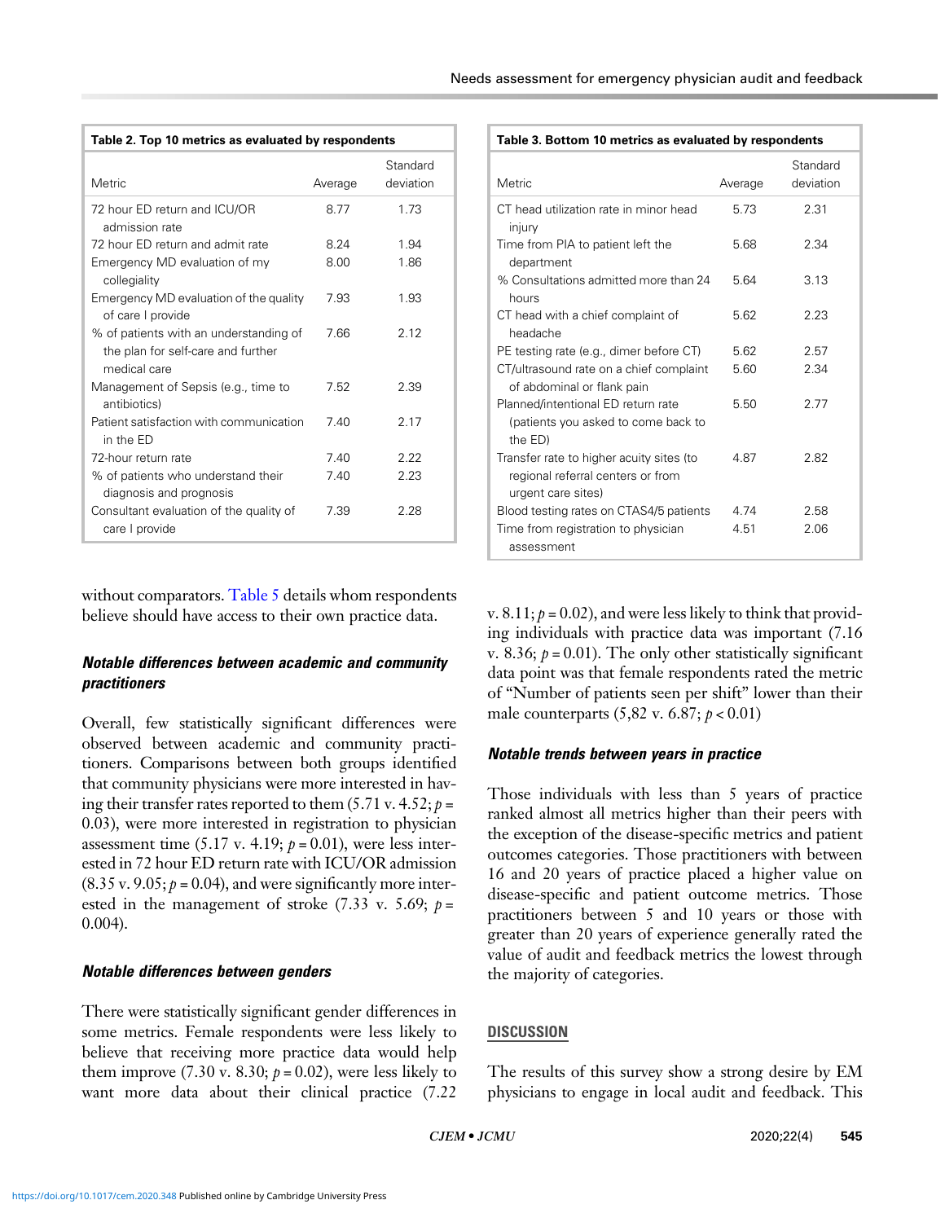**Table 2. Top 10 metrics as evaluated by respondents**

| Metric | Average | Standard deviation |
| --- | --- | --- |
| 72 hour ED return and ICU/OR admission rate | 8.77 | 1.73 |
| 72 hour ED return and admit rate | 8.24 | 1.94 |
| Emergency MD evaluation of my collegiality | 8.00 | 1.86 |
| Emergency MD evaluation of the quality of care I provide | 7.93 | 1.93 |
| % of patients with an understanding of the plan for self-care and further medical care | 7.66 | 2.12 |
| Management of Sepsis (e.g., time to antibiotics) | 7.52 | 2.39 |
| Patient satisfaction with communication in the ED | 7.40 | 2.17 |
| 72-hour return rate | 7.40 | 2.22 |
| % of patients who understand their diagnosis and prognosis | 7.40 | 2.23 |
| Consultant evaluation of the quality of care I provide | 7.39 | 2.28 |

**Table 3. Bottom 10 metrics as evaluated by respondents**

| Metric | Average | Standard deviation |
| --- | --- | --- |
| CT head utilization rate in minor head injury | 5.73 | 2.31 |
| Time from PIA to patient left the department | 5.68 | 2.34 |
| % Consultations admitted more than 24 hours | 5.64 | 3.13 |
| CT head with a chief complaint of headache | 5.62 | 2.23 |
| PE testing rate (e.g., dimer before CT) | 5.62 | 2.57 |
| CT/ultrasound rate on a chief complaint of abdominal or flank pain | 5.60 | 2.34 |
| Planned/intentional ED return rate (patients you asked to come back to the ED) | 5.50 | 2.77 |
| Transfer rate to higher acuity sites (to regional referral centers or from urgent care sites) | 4.87 | 2.82 |
| Blood testing rates on CTAS4/5 patients | 4.74 | 2.58 |
| Time from registration to physician assessment | 4.51 | 2.06 |

without comparators. Table 5 details whom respondents believe should have access to their own practice data.

### *Notable differences between academic and community practitioners*

Overall, few statistically significant differences were observed between academic and community practitioners. Comparisons between both groups identified that community physicians were more interested in having their transfer rates reported to them (5.71 v. 4.52; $p = 0.03$), were more interested in registration to physician assessment time (5.17 v. 4.19; $p = 0.01$), were less interested in 72 hour ED return rate with ICU/OR admission (8.35 v. 9.05; $p = 0.04$), and were significantly more interested in the management of stroke (7.33 v. 5.69; $p = 0.004$).

### *Notable differences between genders*

There were statistically significant gender differences in some metrics. Female respondents were less likely to believe that receiving more practice data would help them improve (7.30 v. 8.30; $p = 0.02$), were less likely to want more data about their clinical practice (7.22 v. 8.11; $p = 0.02$), and were less likely to think that providing individuals with practice data was important (7.16 v. 8.36; $p = 0.01$). The only other statistically significant data point was that female respondents rated the metric of "Number of patients seen per shift" lower than their male counterparts (5,82 v. 6.87; $p < 0.01$)

### *Notable trends between years in practice*

Those individuals with less than 5 years of practice ranked almost all metrics higher than their peers with the exception of the disease-specific metrics and patient outcomes categories. Those practitioners with between 16 and 20 years of practice placed a higher value on disease-specific and patient outcome metrics. Those practitioners between 5 and 10 years or those with greater than 20 years of experience generally rated the value of audit and feedback metrics the lowest through the majority of categories.

## DISCUSSION

The results of this survey show a strong desire by EM physicians to engage in local audit and feedback. This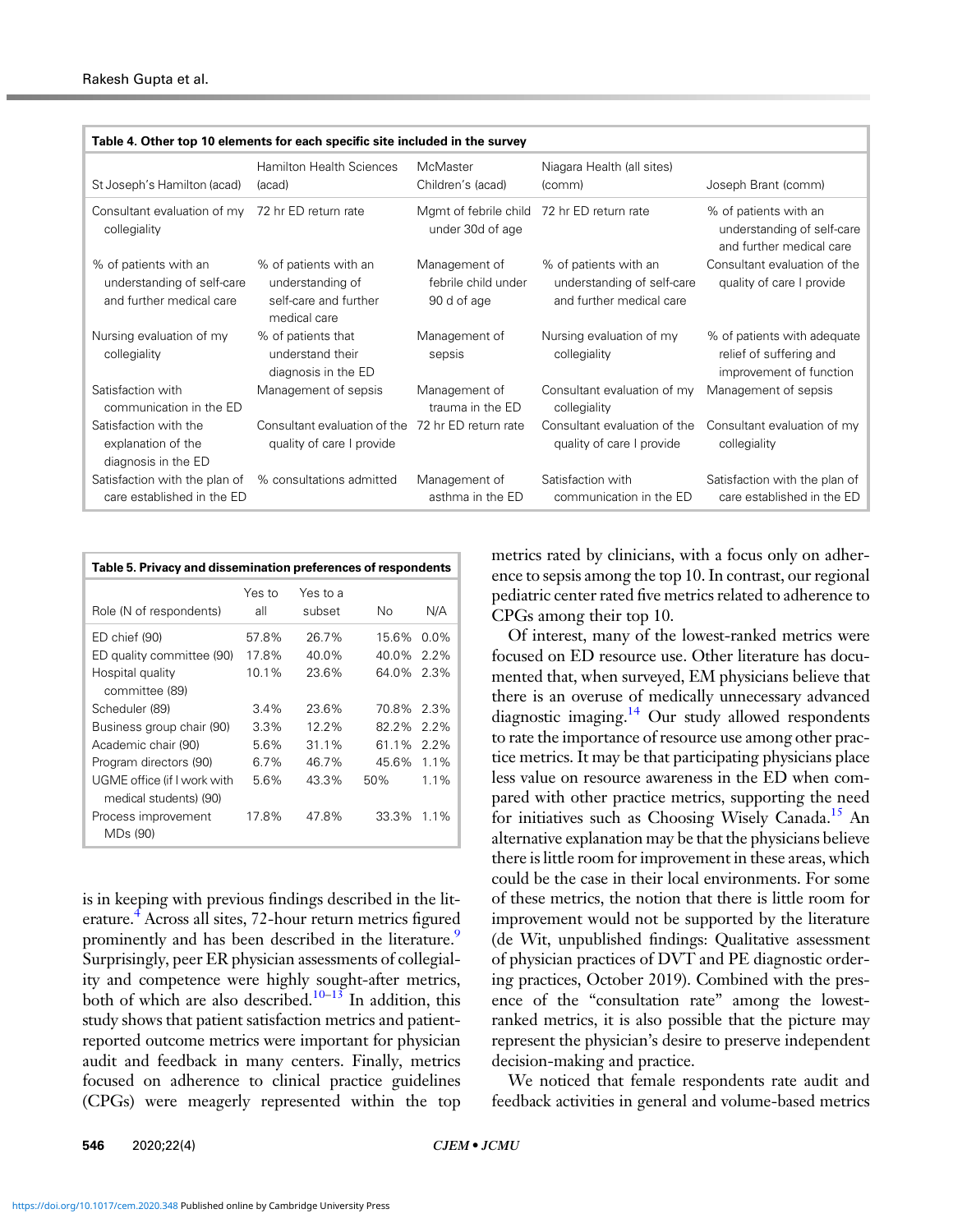**Table 4. Other top 10 elements for each specific site included in the survey**

| St Joseph's Hamilton (acad) | Hamilton Health Sciences (acad) | McMaster Children's (acad) | Niagara Health (all sites) (comm) | Joseph Brant (comm) |
|---|---|---|---|---|
| Consultant evaluation of my collegiality | 72 hr ED return rate | Mgmt of febrile child under 30d of age | 72 hr ED return rate | % of patients with an understanding of self-care and further medical care |
| % of patients with an understanding of self-care and further medical care | % of patients with an understanding of self-care and further medical care | Management of febrile child under 90 d of age | % of patients with an understanding of self-care and further medical care | Consultant evaluation of the quality of care I provide |
| Nursing evaluation of my collegiality | % of patients that understand their diagnosis in the ED | Management of sepsis | Nursing evaluation of my collegiality | % of patients with adequate relief of suffering and improvement of function |
| Satisfaction with communication in the ED | Management of sepsis | Management of trauma in the ED | Consultant evaluation of my collegiality | Management of sepsis |
| Satisfaction with the explanation of the diagnosis in the ED | Consultant evaluation of the quality of care I provide | 72 hr ED return rate | Consultant evaluation of the quality of care I provide | Consultant evaluation of my collegiality |
| Satisfaction with the plan of care established in the ED | % consultations admitted | Management of asthma in the ED | Satisfaction with communication in the ED | Satisfaction with the plan of care established in the ED |

**Table 5. Privacy and dissemination preferences of respondents**

| Role (N of respondents) | Yes to all | Yes to a subset | No | N/A |
|---|---|---|---|---|
| ED chief (90) | 57.8% | 26.7% | 15.6% | 0.0% |
| ED quality committee (90) | 17.8% | 40.0% | 40.0% | 2.2% |
| Hospital quality committee (89) | 10.1% | 23.6% | 64.0% | 2.3% |
| Scheduler (89) | 3.4% | 23.6% | 70.8% | 2.3% |
| Business group chair (90) | 3.3% | 12.2% | 82.2% | 2.2% |
| Academic chair (90) | 5.6% | 31.1% | 61.1% | 2.2% |
| Program directors (90) | 6.7% | 46.7% | 45.6% | 1.1% |
| UGME office (if I work with medical students) (90) | 5.6% | 43.3% | 50% | 1.1% |
| Process improvement MDs (90) | 17.8% | 47.8% | 33.3% | 1.1% |

is in keeping with previous findings described in the literature.[4] Across all sites, 72-hour return metrics figured prominently and has been described in the literature.[9] Surprisingly, peer ER physician assessments of collegiality and competence were highly sought-after metrics, both of which are also described.[10–13] In addition, this study shows that patient satisfaction metrics and patient-reported outcome metrics were important for physician audit and feedback in many centers. Finally, metrics focused on adherence to clinical practice guidelines (CPGs) were meagerly represented within the top metrics rated by clinicians, with a focus only on adherence to sepsis among the top 10. In contrast, our regional pediatric center rated five metrics related to adherence to CPGs among their top 10.

Of interest, many of the lowest-ranked metrics were focused on ED resource use. Other literature has documented that, when surveyed, EM physicians believe that there is an overuse of medically unnecessary advanced diagnostic imaging.[14] Our study allowed respondents to rate the importance of resource use among other practice metrics. It may be that participating physicians place less value on resource awareness in the ED when compared with other practice metrics, supporting the need for initiatives such as Choosing Wisely Canada.[15] An alternative explanation may be that the physicians believe there is little room for improvement in these areas, which could be the case in their local environments. For some of these metrics, the notion that there is little room for improvement would not be supported by the literature (de Wit, unpublished findings: Qualitative assessment of physician practices of DVT and PE diagnostic ordering practices, October 2019). Combined with the presence of the "consultation rate" among the lowest-ranked metrics, it is also possible that the picture may represent the physician's desire to preserve independent decision-making and practice.

We noticed that female respondents rate audit and feedback activities in general and volume-based metrics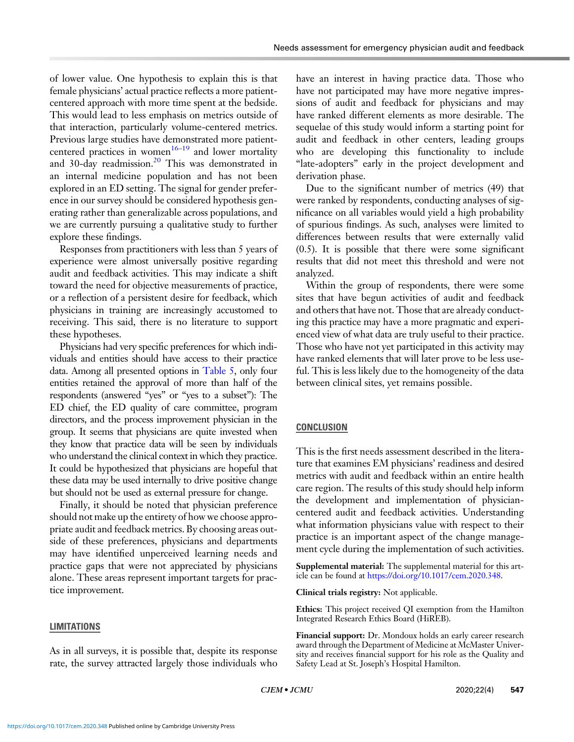of lower value. One hypothesis to explain this is that female physicians' actual practice reflects a more patient-centered approach with more time spent at the bedside. This would lead to less emphasis on metrics outside of that interaction, particularly volume-centered metrics. Previous large studies have demonstrated more patient-centered practices in women[16–19] and lower mortality and 30-day readmission.[20] This was demonstrated in an internal medicine population and has not been explored in an ED setting. The signal for gender preference in our survey should be considered hypothesis generating rather than generalizable across populations, and we are currently pursuing a qualitative study to further explore these findings.

Responses from practitioners with less than 5 years of experience were almost universally positive regarding audit and feedback activities. This may indicate a shift toward the need for objective measurements of practice, or a reflection of a persistent desire for feedback, which physicians in training are increasingly accustomed to receiving. This said, there is no literature to support these hypotheses.

Physicians had very specific preferences for which individuals and entities should have access to their practice data. Among all presented options in Table 5, only four entities retained the approval of more than half of the respondents (answered "yes" or "yes to a subset"): The ED chief, the ED quality of care committee, program directors, and the process improvement physician in the group. It seems that physicians are quite invested when they know that practice data will be seen by individuals who understand the clinical context in which they practice. It could be hypothesized that physicians are hopeful that these data may be used internally to drive positive change but should not be used as external pressure for change.

Finally, it should be noted that physician preference should not make up the entirety of how we choose appropriate audit and feedback metrics. By choosing areas outside of these preferences, physicians and departments may have identified unperceived learning needs and practice gaps that were not appreciated by physicians alone. These areas represent important targets for practice improvement.

## LIMITATIONS

As in all surveys, it is possible that, despite its response rate, the survey attracted largely those individuals who have an interest in having practice data. Those who have not participated may have more negative impressions of audit and feedback for physicians and may have ranked different elements as more desirable. The sequelae of this study would inform a starting point for audit and feedback in other centers, leading groups who are developing this functionality to include "late-adopters" early in the project development and derivation phase.

Due to the significant number of metrics (49) that were ranked by respondents, conducting analyses of significance on all variables would yield a high probability of spurious findings. As such, analyses were limited to differences between results that were externally valid (0.5). It is possible that there were some significant results that did not meet this threshold and were not analyzed.

Within the group of respondents, there were some sites that have begun activities of audit and feedback and others that have not. Those that are already conducting this practice may have a more pragmatic and experienced view of what data are truly useful to their practice. Those who have not yet participated in this activity may have ranked elements that will later prove to be less useful. This is less likely due to the homogeneity of the data between clinical sites, yet remains possible.

## CONCLUSION

This is the first needs assessment described in the literature that examines EM physicians' readiness and desired metrics with audit and feedback within an entire health care region. The results of this study should help inform the development and implementation of physician-centered audit and feedback activities. Understanding what information physicians value with respect to their practice is an important aspect of the change management cycle during the implementation of such activities.

**Supplemental material:** The supplemental material for this article can be found at https://doi.org/10.1017/cem.2020.348.

**Clinical trials registry:** Not applicable.

**Ethics:** This project received QI exemption from the Hamilton Integrated Research Ethics Board (HiREB).

**Financial support:** Dr. Mondoux holds an early career research award through the Department of Medicine at McMaster University and receives financial support for his role as the Quality and Safety Lead at St. Joseph's Hospital Hamilton.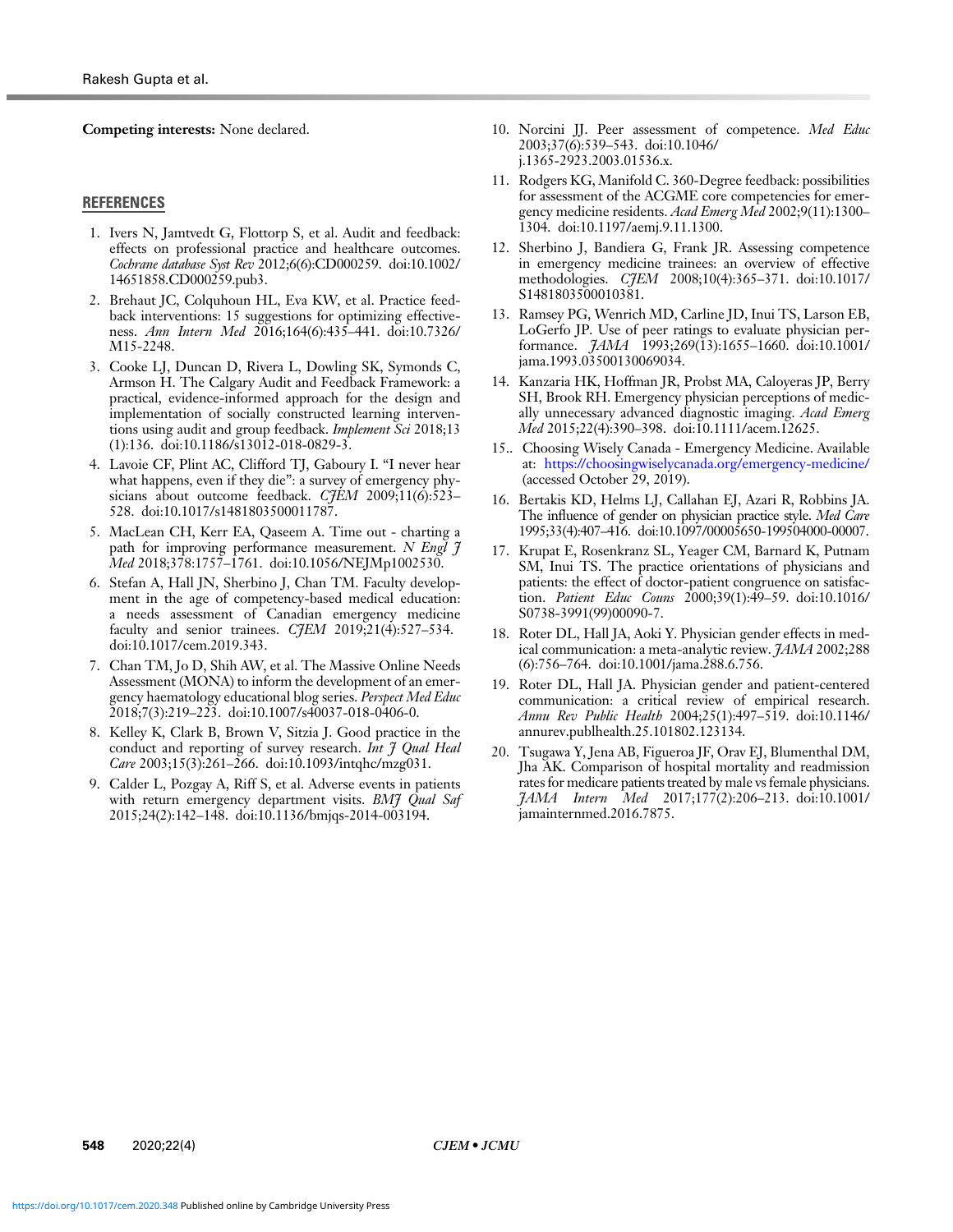**Competing interests:** None declared.

## REFERENCES

1. Ivers N, Jamtvedt G, Flottorp S, et al. Audit and feedback: effects on professional practice and healthcare outcomes. *Cochrane database Syst Rev* 2012;6(6):CD000259. doi:10.1002/14651858.CD000259.pub3.
2. Brehaut JC, Colquhoun HL, Eva KW, et al. Practice feedback interventions: 15 suggestions for optimizing effectiveness. *Ann Intern Med* 2016;164(6):435–441. doi:10.7326/M15-2248.
3. Cooke LJ, Duncan D, Rivera L, Dowling SK, Symonds C, Armson H. The Calgary Audit and Feedback Framework: a practical, evidence-informed approach for the design and implementation of socially constructed learning interventions using audit and group feedback. *Implement Sci* 2018;13(1):136. doi:10.1186/s13012-018-0829-3.
4. Lavoie CF, Plint AC, Clifford TJ, Gaboury I. "I never hear what happens, even if they die": a survey of emergency physicians about outcome feedback. *CJEM* 2009;11(6):523–528. doi:10.1017/s1481803500011787.
5. MacLean CH, Kerr EA, Qaseem A. Time out - charting a path for improving performance measurement. *N Engl J Med* 2018;378:1757–1761. doi:10.1056/NEJMp1002530.
6. Stefan A, Hall JN, Sherbino J, Chan TM. Faculty development in the age of competency-based medical education: a needs assessment of Canadian emergency medicine faculty and senior trainees. *CJEM* 2019;21(4):527–534. doi:10.1017/cem.2019.343.
7. Chan TM, Jo D, Shih AW, et al. The Massive Online Needs Assessment (MONA) to inform the development of an emergency haematology educational blog series. *Perspect Med Educ* 2018;7(3):219–223. doi:10.1007/s40037-018-0406-0.
8. Kelley K, Clark B, Brown V, Sitzia J. Good practice in the conduct and reporting of survey research. *Int J Qual Heal Care* 2003;15(3):261–266. doi:10.1093/intqhc/mzg031.
9. Calder L, Pozgay A, Riff S, et al. Adverse events in patients with return emergency department visits. *BMJ Qual Saf* 2015;24(2):142–148. doi:10.1136/bmjqs-2014-003194.
10. Norcini JJ. Peer assessment of competence. *Med Educ* 2003;37(6):539–543. doi:10.1046/j.1365-2923.2003.01536.x.
11. Rodgers KG, Manifold C. 360-Degree feedback: possibilities for assessment of the ACGME core competencies for emergency medicine residents. *Acad Emerg Med* 2002;9(11):1300–1304. doi:10.1197/aemj.9.11.1300.
12. Sherbino J, Bandiera G, Frank JR. Assessing competence in emergency medicine trainees: an overview of effective methodologies. *CJEM* 2008;10(4):365–371. doi:10.1017/S1481803500010381.
13. Ramsey PG, Wenrich MD, Carline JD, Inui TS, Larson EB, LoGerfo JP. Use of peer ratings to evaluate physician performance. *JAMA* 1993;269(13):1655–1660. doi:10.1001/jama.1993.03500130069034.
14. Kanzaria HK, Hoffman JR, Probst MA, Caloyeras JP, Berry SH, Brook RH. Emergency physician perceptions of medically unnecessary advanced diagnostic imaging. *Acad Emerg Med* 2015;22(4):390–398. doi:10.1111/acem.12625.
15. Choosing Wisely Canada - Emergency Medicine. Available at: https://choosingwiselycanada.org/emergency-medicine/ (accessed October 29, 2019).
16. Bertakis KD, Helms LJ, Callahan EJ, Azari R, Robbins JA. The influence of gender on physician practice style. *Med Care* 1995;33(4):407–416. doi:10.1097/00005650-199504000-00007.
17. Krupat E, Rosenkranz SL, Yeager CM, Barnard K, Putnam SM, Inui TS. The practice orientations of physicians and patients: the effect of doctor-patient congruence on satisfaction. *Patient Educ Couns* 2000;39(1):49–59. doi:10.1016/S0738-3991(99)00090-7.
18. Roter DL, Hall JA, Aoki Y. Physician gender effects in medical communication: a meta-analytic review. *JAMA* 2002;288(6):756–764. doi:10.1001/jama.288.6.756.
19. Roter DL, Hall JA. Physician gender and patient-centered communication: a critical review of empirical research. *Annu Rev Public Health* 2004;25(1):497–519. doi:10.1146/annurev.publhealth.25.101802.123134.
20. Tsugawa Y, Jena AB, Figueroa JF, Orav EJ, Blumenthal DM, Jha AK. Comparison of hospital mortality and readmission rates for medicare patients treated by male vs female physicians. *JAMA Intern Med* 2017;177(2):206–213. doi:10.1001/jamainternmed.2016.7875.